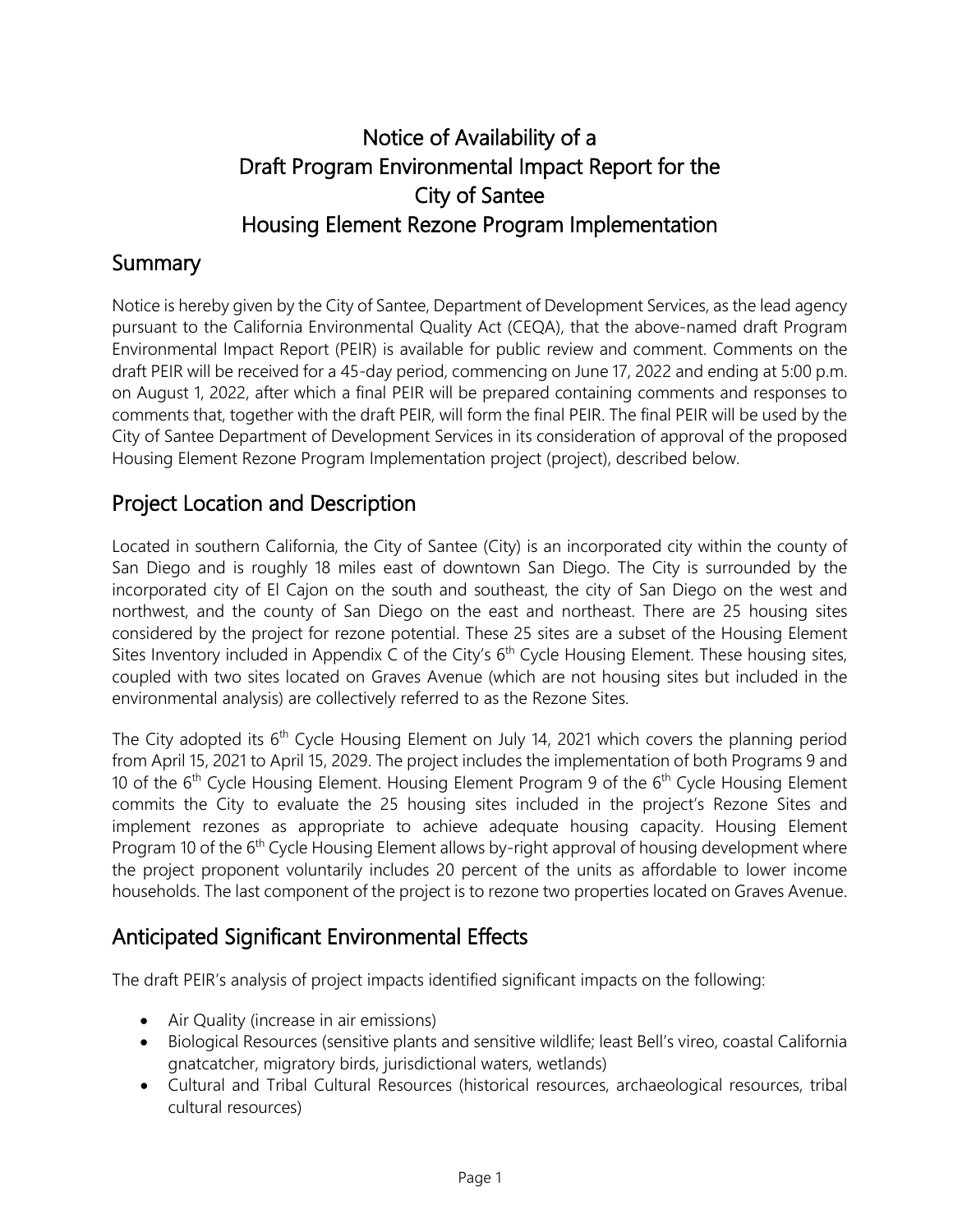# Notice of Availability of a Draft Program Environmental Impact Report for the City of Santee Housing Element Rezone Program Implementation

## Summary

Notice is hereby given by the City of Santee, Department of Development Services, as the lead agency pursuant to the California Environmental Quality Act (CEQA), that the above-named draft Program Environmental Impact Report (PEIR) is available for public review and comment. Comments on the draft PEIR will be received for a 45-day period, commencing on June 17, 2022 and ending at 5:00 p.m. on August 1, 2022, after which a final PEIR will be prepared containing comments and responses to comments that, together with the draft PEIR, will form the final PEIR. The final PEIR will be used by the City of Santee Department of Development Services in its consideration of approval of the proposed Housing Element Rezone Program Implementation project (project), described below.

## Project Location and Description

Located in southern California, the City of Santee (City) is an incorporated city within the county of San Diego and is roughly 18 miles east of downtown San Diego. The City is surrounded by the incorporated city of El Cajon on the south and southeast, the city of San Diego on the west and northwest, and the county of San Diego on the east and northeast. There are 25 housing sites considered by the project for rezone potential. These 25 sites are a subset of the Housing Element Sites Inventory included in Appendix C of the City's 6th Cycle Housing Element. These housing sites, coupled with two sites located on Graves Avenue (which are not housing sites but included in the environmental analysis) are collectively referred to as the Rezone Sites.

The City adopted its 6th Cycle Housing Element on July 14, 2021 which covers the planning period from April 15, 2021 to April 15, 2029. The project includes the implementation of both Programs 9 and 10 of the 6th Cycle Housing Element. Housing Element Program 9 of the 6th Cycle Housing Element commits the City to evaluate the 25 housing sites included in the project's Rezone Sites and implement rezones as appropriate to achieve adequate housing capacity. Housing Element Program 10 of the 6th Cycle Housing Element allows by-right approval of housing development where the project proponent voluntarily includes 20 percent of the units as affordable to lower income households. The last component of the project is to rezone two properties located on Graves Avenue.

## Anticipated Significant Environmental Effects

The draft PEIR's analysis of project impacts identified significant impacts on the following:

- Air Quality (increase in air emissions)
- Biological Resources (sensitive plants and sensitive wildlife; least Bell's vireo, coastal California gnatcatcher, migratory birds, jurisdictional waters, wetlands)
- Cultural and Tribal Cultural Resources (historical resources, archaeological resources, tribal cultural resources)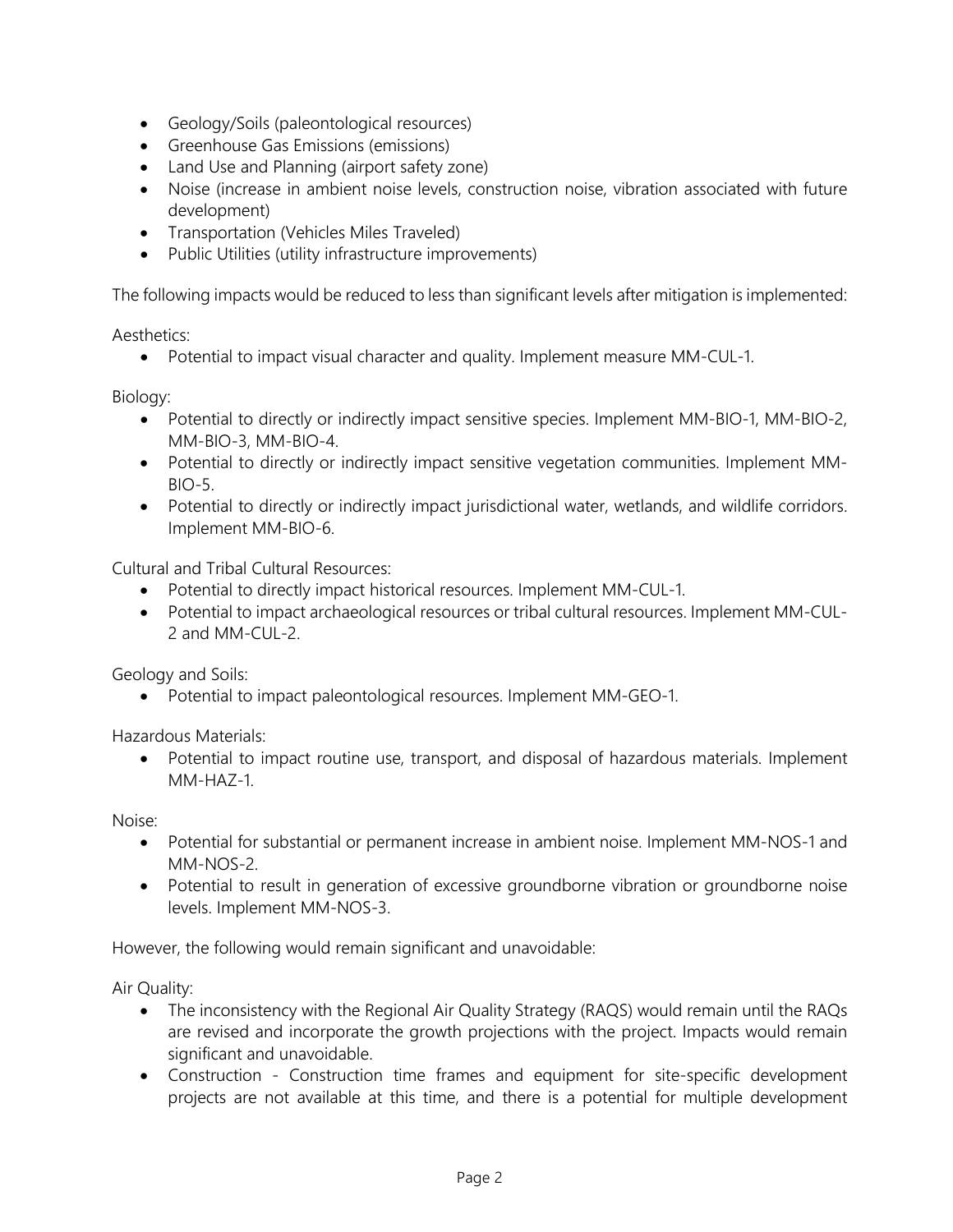- Geology/Soils (paleontological resources)
- Greenhouse Gas Emissions (emissions)
- Land Use and Planning (airport safety zone)
- Noise (increase in ambient noise levels, construction noise, vibration associated with future development)
- Transportation (Vehicles Miles Traveled)
- Public Utilities (utility infrastructure improvements)

The following impacts would be reduced to less than significant levels after mitigation is implemented:

Aesthetics:

- Potential to impact visual character and quality. Implement measure MM-CUL-1.

Biology:

- Potential to directly or indirectly impact sensitive species. Implement MM-BIO-1, MM-BIO-2, MM-BIO-3, MM-BIO-4.
- Potential to directly or indirectly impact sensitive vegetation communities. Implement MM-BIO-5.
- Potential to directly or indirectly impact jurisdictional water, wetlands, and wildlife corridors. Implement MM-BIO-6.

Cultural and Tribal Cultural Resources:

- Potential to directly impact historical resources. Implement MM-CUL-1.
- Potential to impact archaeological resources or tribal cultural resources. Implement MM-CUL-2 and MM-CUL-2.

Geology and Soils:

- Potential to impact paleontological resources. Implement MM-GEO-1.

Hazardous Materials:

- Potential to impact routine use, transport, and disposal of hazardous materials. Implement MM-HAZ-1.

Noise:

- Potential for substantial or permanent increase in ambient noise. Implement MM-NOS-1 and MM-NOS-2.
- Potential to result in generation of excessive groundborne vibration or groundborne noise levels. Implement MM-NOS-3.

However, the following would remain significant and unavoidable:

Air Quality:

- The inconsistency with the Regional Air Quality Strategy (RAQS) would remain until the RAQs are revised and incorporate the growth projections with the project. Impacts would remain significant and unavoidable.
- Construction - Construction time frames and equipment for site-specific development projects are not available at this time, and there is a potential for multiple development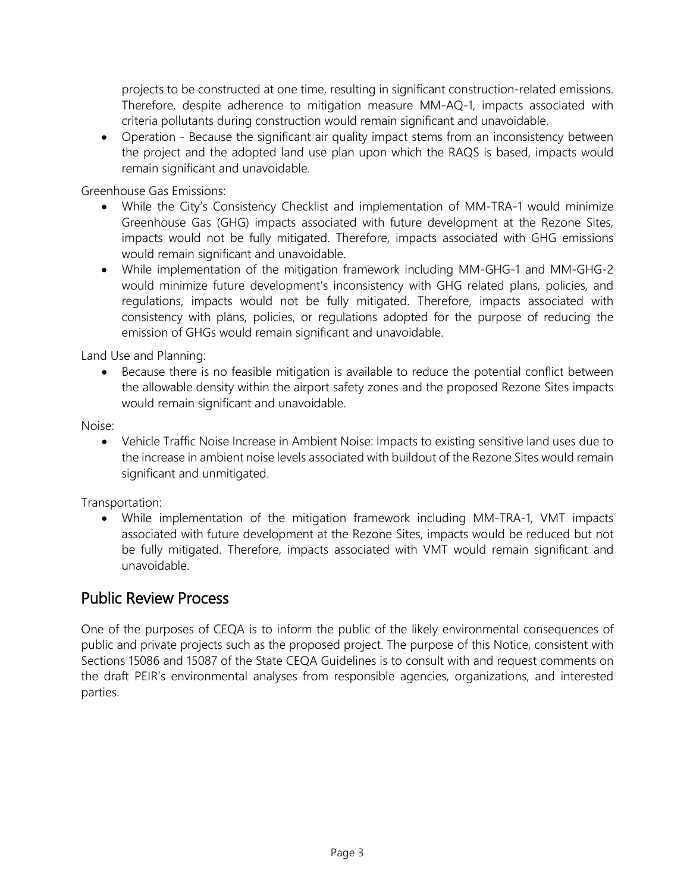projects to be constructed at one time, resulting in significant construction-related emissions. Therefore, despite adherence to mitigation measure MM-AQ-1, impacts associated with criteria pollutants during construction would remain significant and unavoidable.

- Operation - Because the significant air quality impact stems from an inconsistency between the project and the adopted land use plan upon which the RAQS is based, impacts would remain significant and unavoidable.

Greenhouse Gas Emissions:

- While the City's Consistency Checklist and implementation of MM-TRA-1 would minimize Greenhouse Gas (GHG) impacts associated with future development at the Rezone Sites, impacts would not be fully mitigated. Therefore, impacts associated with GHG emissions would remain significant and unavoidable.
- While implementation of the mitigation framework including MM-GHG-1 and MM-GHG-2 would minimize future development's inconsistency with GHG related plans, policies, and regulations, impacts would not be fully mitigated. Therefore, impacts associated with consistency with plans, policies, or regulations adopted for the purpose of reducing the emission of GHGs would remain significant and unavoidable.

Land Use and Planning:

- Because there is no feasible mitigation is available to reduce the potential conflict between the allowable density within the airport safety zones and the proposed Rezone Sites impacts would remain significant and unavoidable.

Noise:

- Vehicle Traffic Noise Increase in Ambient Noise: Impacts to existing sensitive land uses due to the increase in ambient noise levels associated with buildout of the Rezone Sites would remain significant and unmitigated.

Transportation:

- While implementation of the mitigation framework including MM-TRA-1, VMT impacts associated with future development at the Rezone Sites, impacts would be reduced but not be fully mitigated. Therefore, impacts associated with VMT would remain significant and unavoidable.

## Public Review Process

One of the purposes of CEQA is to inform the public of the likely environmental consequences of public and private projects such as the proposed project. The purpose of this Notice, consistent with Sections 15086 and 15087 of the State CEQA Guidelines is to consult with and request comments on the draft PEIR's environmental analyses from responsible agencies, organizations, and interested parties.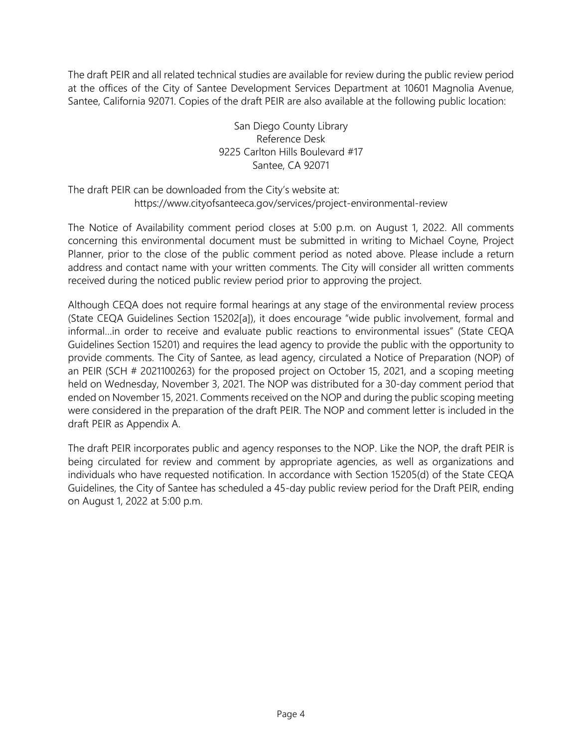The draft PEIR and all related technical studies are available for review during the public review period at the offices of the City of Santee Development Services Department at 10601 Magnolia Avenue, Santee, California 92071. Copies of the draft PEIR are also available at the following public location:

San Diego County Library
Reference Desk
9225 Carlton Hills Boulevard #17
Santee, CA 92071

The draft PEIR can be downloaded from the City's website at:
https://www.cityofsanteeca.gov/services/project-environmental-review

The Notice of Availability comment period closes at 5:00 p.m. on August 1, 2022. All comments concerning this environmental document must be submitted in writing to Michael Coyne, Project Planner, prior to the close of the public comment period as noted above. Please include a return address and contact name with your written comments. The City will consider all written comments received during the noticed public review period prior to approving the project.

Although CEQA does not require formal hearings at any stage of the environmental review process (State CEQA Guidelines Section 15202[a]), it does encourage "wide public involvement, formal and informal…in order to receive and evaluate public reactions to environmental issues" (State CEQA Guidelines Section 15201) and requires the lead agency to provide the public with the opportunity to provide comments. The City of Santee, as lead agency, circulated a Notice of Preparation (NOP) of an PEIR (SCH # 2021100263) for the proposed project on October 15, 2021, and a scoping meeting held on Wednesday, November 3, 2021. The NOP was distributed for a 30-day comment period that ended on November 15, 2021. Comments received on the NOP and during the public scoping meeting were considered in the preparation of the draft PEIR. The NOP and comment letter is included in the draft PEIR as Appendix A.

The draft PEIR incorporates public and agency responses to the NOP. Like the NOP, the draft PEIR is being circulated for review and comment by appropriate agencies, as well as organizations and individuals who have requested notification. In accordance with Section 15205(d) of the State CEQA Guidelines, the City of Santee has scheduled a 45-day public review period for the Draft PEIR, ending on August 1, 2022 at 5:00 p.m.